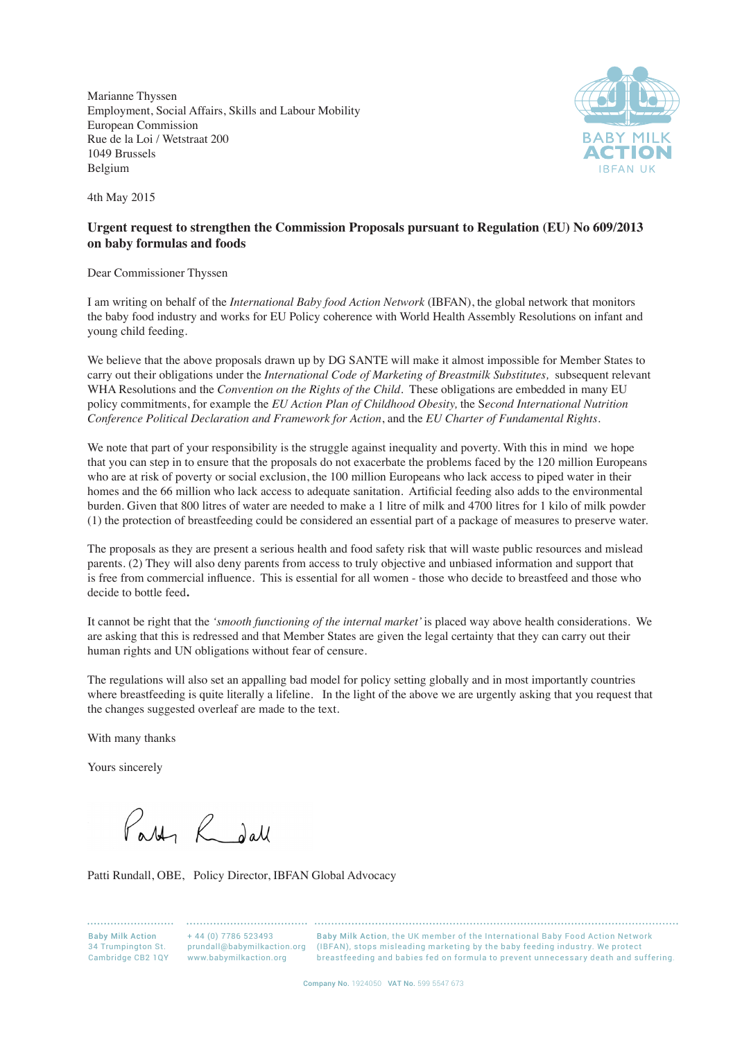BABY MILK ACTION
IBFAN UK

Marianne Thyssen
Employment, Social Affairs, Skills and Labour Mobility
European Commission
Rue de la Loi / Wetstraat 200
1049 Brussels
Belgium

4th May 2015

**Urgent request to strengthen the Commission Proposals pursuant to Regulation (EU) No 609/2013 on baby formulas and foods**

Dear Commissioner Thyssen

I am writing on behalf of the *International Baby food Action Network* (IBFAN), the global network that monitors the baby food industry and works for EU Policy coherence with World Health Assembly Resolutions on infant and young child feeding.

We believe that the above proposals drawn up by DG SANTE will make it almost impossible for Member States to carry out their obligations under the *International Code of Marketing of Breastmilk Substitutes,* subsequent relevant WHA Resolutions and the *Convention on the Rights of the Child*. These obligations are embedded in many EU policy commitments, for example the *EU Action Plan of Childhood Obesity,* the *Second International Nutrition Conference Political Declaration and Framework for Action*, and the *EU Charter of Fundamental Rights*.

We note that part of your responsibility is the struggle against inequality and poverty. With this in mind we hope that you can step in to ensure that the proposals do not exacerbate the problems faced by the 120 million Europeans who are at risk of poverty or social exclusion, the 100 million Europeans who lack access to piped water in their homes and the 66 million who lack access to adequate sanitation. Artificial feeding also adds to the environmental burden. Given that 800 litres of water are needed to make a 1 litre of milk and 4700 litres for 1 kilo of milk powder (1) the protection of breastfeeding could be considered an essential part of a package of measures to preserve water.

The proposals as they are present a serious health and food safety risk that will waste public resources and mislead parents. (2) They will also deny parents from access to truly objective and unbiased information and support that is free from commercial influence. This is essential for all women - those who decide to breastfeed and those who decide to bottle feed.

It cannot be right that the *'smooth functioning of the internal market'* is placed way above health considerations. We are asking that this is redressed and that Member States are given the legal certainty that they can carry out their human rights and UN obligations without fear of censure.

The regulations will also set an appalling bad model for policy setting globally and in most importantly countries where breastfeeding is quite literally a lifeline. In the light of the above we are urgently asking that you request that the changes suggested overleaf are made to the text.

With many thanks

Yours sincerely

Patti Rundall

Patti Rundall, OBE, Policy Director, IBFAN Global Advocacy

Baby Milk Action
34 Trumpington St.
Cambridge CB2 1QY

+ 44 (0) 7786 523493
prundall@babymilkaction.org
www.babymilkaction.org

**Baby Milk Action**, the UK member of the International Baby Food Action Network (IBFAN), stops misleading marketing by the baby feeding industry. We protect breastfeeding and babies fed on formula to prevent unnecessary death and suffering.

**Company No.** 1924050 **VAT No.** 599 5547 673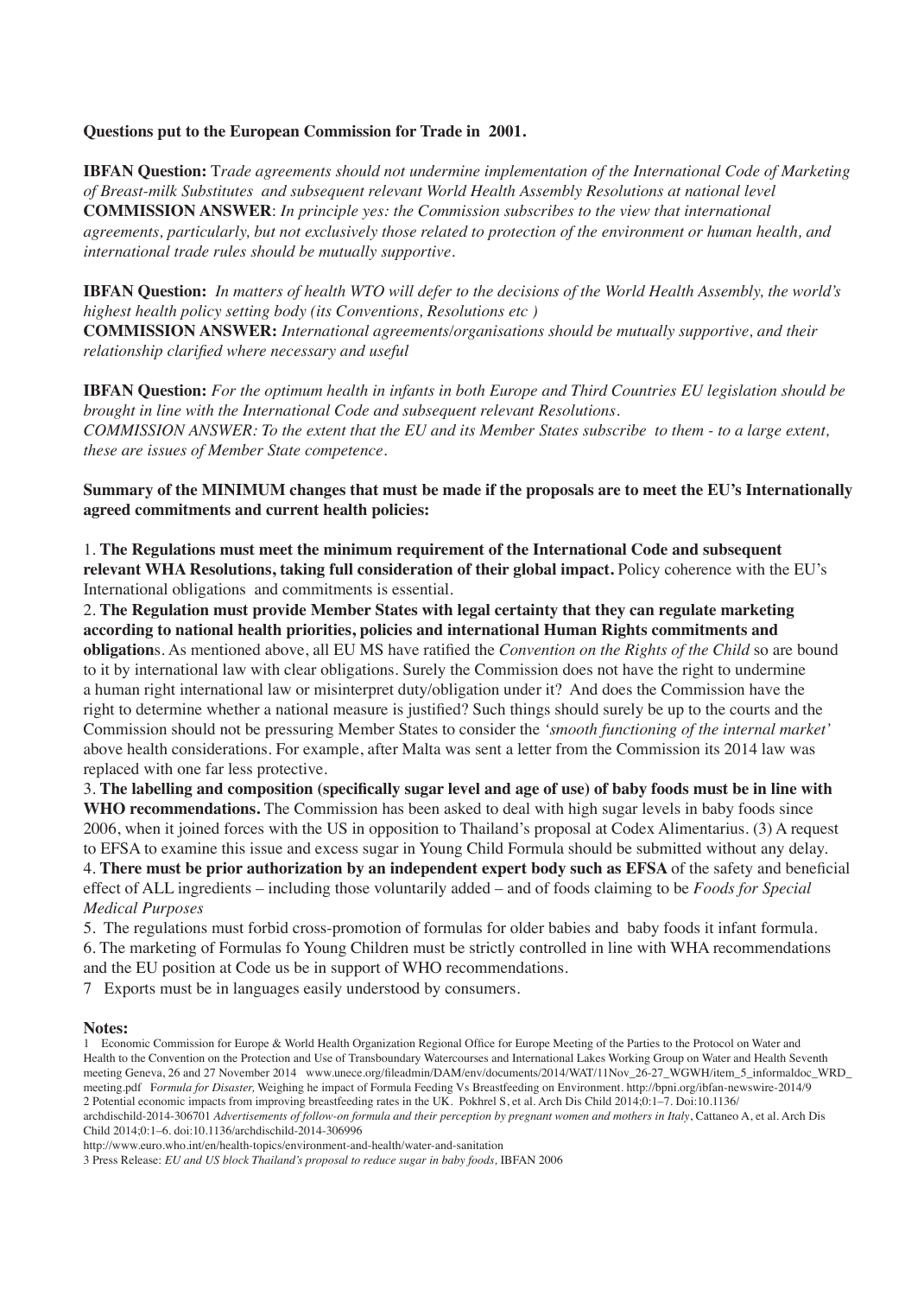**Questions put to the European Commission for Trade in 2001.**

**IBFAN Question:** T*rade agreements should not undermine implementation of the International Code of Marketing of Breast-milk Substitutes and subsequent relevant World Health Assembly Resolutions at national level*
**COMMISSION ANSWER**: *In principle yes: the Commission subscribes to the view that international agreements, particularly, but not exclusively those related to protection of the environment or human health, and international trade rules should be mutually supportive.*

**IBFAN Question:** *In matters of health WTO will defer to the decisions of the World Health Assembly, the world's highest health policy setting body (its Conventions, Resolutions etc )*
**COMMISSION ANSWER:** *International agreements/organisations should be mutually supportive, and their relationship clarified where necessary and useful*

**IBFAN Question:** *For the optimum health in infants in both Europe and Third Countries EU legislation should be brought in line with the International Code and subsequent relevant Resolutions.*
*COMMISSION ANSWER: To the extent that the EU and its Member States subscribe to them - to a large extent, these are issues of Member State competence.*

**Summary of the MINIMUM changes that must be made if the proposals are to meet the EU's Internationally agreed commitments and current health policies:**

1. **The Regulations must meet the minimum requirement of the International Code and subsequent relevant WHA Resolutions, taking full consideration of their global impact.** Policy coherence with the EU's International obligations and commitments is essential.
2. **The Regulation must provide Member States with legal certainty that they can regulate marketing according to national health priorities, policies and international Human Rights commitments and obligation**s. As mentioned above, all EU MS have ratified the *Convention on the Rights of the Child* so are bound to it by international law with clear obligations. Surely the Commission does not have the right to undermine a human right international law or misinterpret duty/obligation under it? And does the Commission have the right to determine whether a national measure is justified? Such things should surely be up to the courts and the Commission should not be pressuring Member States to consider the *'smooth functioning of the internal market'* above health considerations. For example, after Malta was sent a letter from the Commission its 2014 law was replaced with one far less protective.
3. **The labelling and composition (specifically sugar level and age of use) of baby foods must be in line with WHO recommendations.** The Commission has been asked to deal with high sugar levels in baby foods since 2006, when it joined forces with the US in opposition to Thailand's proposal at Codex Alimentarius. (3) A request to EFSA to examine this issue and excess sugar in Young Child Formula should be submitted without any delay.
4. **There must be prior authorization by an independent expert body such as EFSA** of the safety and beneficial effect of ALL ingredients – including those voluntarily added – and of foods claiming to be *Foods for Special Medical Purposes*
5. The regulations must forbid cross-promotion of formulas for older babies and baby foods it infant formula.
6. The marketing of Formulas fo Young Children must be strictly controlled in line with WHA recommendations and the EU position at Code us be in support of WHO recommendations.
7 Exports must be in languages easily understood by consumers.

**Notes:**

1 Economic Commission for Europe & World Health Organization Regional Office for Europe Meeting of the Parties to the Protocol on Water and Health to the Convention on the Protection and Use of Transboundary Watercourses and International Lakes Working Group on Water and Health Seventh meeting Geneva, 26 and 27 November 2014 www.unece.org/fileadmin/DAM/env/documents/2014/WAT/11Nov_26-27_WGWH/item_5_informaldoc_WRD_meeting.pdf F*ormula for Disaster,* Weighing he impact of Formula Feeding Vs Breastfeeding on Environment. http://bpni.org/ibfan-newswire-2014/9
2 Potential economic impacts from improving breastfeeding rates in the UK. Pokhrel S, et al. Arch Dis Child 2014;0:1–7. Doi:10.1136/archdischild-2014-306701 *Advertisements of follow-on formula and their perception by pregnant women and mothers in Italy*, Cattaneo A, et al. Arch Dis Child 2014;0:1–6. doi:10.1136/archdischild-2014-306996
http://www.euro.who.int/en/health-topics/environment-and-health/water-and-sanitation
3 Press Release: *EU and US block Thailand's proposal to reduce sugar in baby foods,* IBFAN 2006